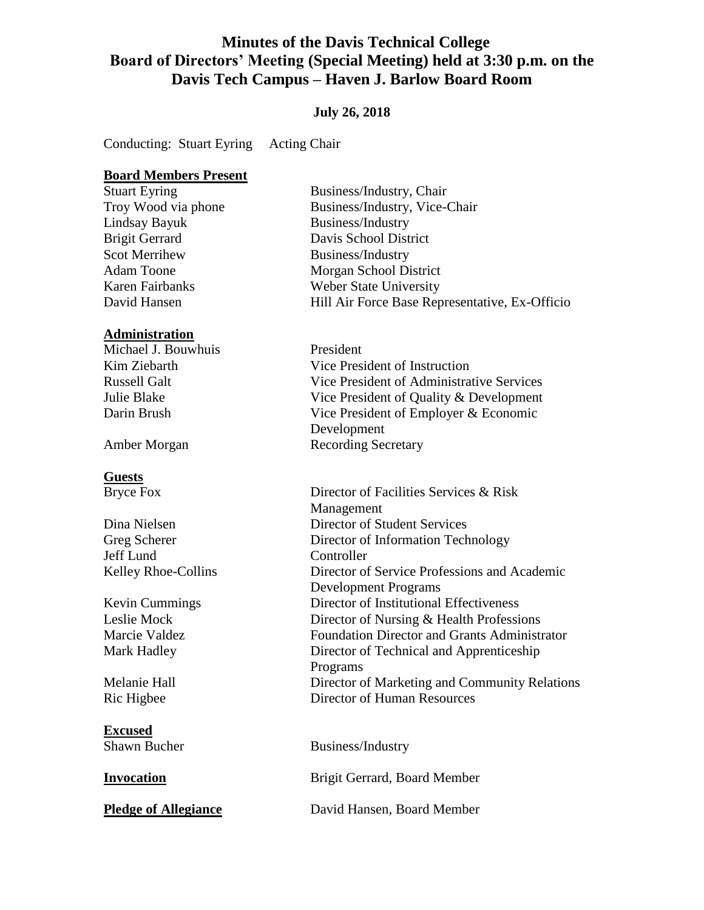# Minutes of the Davis Technical College Board of Directors' Meeting (Special Meeting) held at 3:30 p.m. on the Davis Tech Campus – Haven J. Barlow Board Room

**July 26, 2018**

Conducting: Stuart Eyring Acting Chair

**Board Members Present**

| | |
|---|---|
| Stuart Eyring | Business/Industry, Chair |
| Troy Wood via phone | Business/Industry, Vice-Chair |
| Lindsay Bayuk | Business/Industry |
| Brigit Gerrard | Davis School District |
| Scot Merrihew | Business/Industry |
| Adam Toone | Morgan School District |
| Karen Fairbanks | Weber State University |
| David Hansen | Hill Air Force Base Representative, Ex-Officio |

**Administration**

| | |
|---|---|
| Michael J. Bouwhuis | President |
| Kim Ziebarth | Vice President of Instruction |
| Russell Galt | Vice President of Administrative Services |
| Julie Blake | Vice President of Quality & Development |
| Darin Brush | Vice President of Employer & Economic Development |
| Amber Morgan | Recording Secretary |

**Guests**

| | |
|---|---|
| Bryce Fox | Director of Facilities Services & Risk Management |
| Dina Nielsen | Director of Student Services |
| Greg Scherer | Director of Information Technology |
| Jeff Lund | Controller |
| Kelley Rhoe-Collins | Director of Service Professions and Academic Development Programs |
| Kevin Cummings | Director of Institutional Effectiveness |
| Leslie Mock | Director of Nursing & Health Professions |
| Marcie Valdez | Foundation Director and Grants Administrator |
| Mark Hadley | Director of Technical and Apprenticeship Programs |
| Melanie Hall | Director of Marketing and Community Relations |
| Ric Higbee | Director of Human Resources |

**Excused**

| | |
|---|---|
| Shawn Bucher | Business/Industry |

**Invocation** Brigit Gerrard, Board Member

**Pledge of Allegiance** David Hansen, Board Member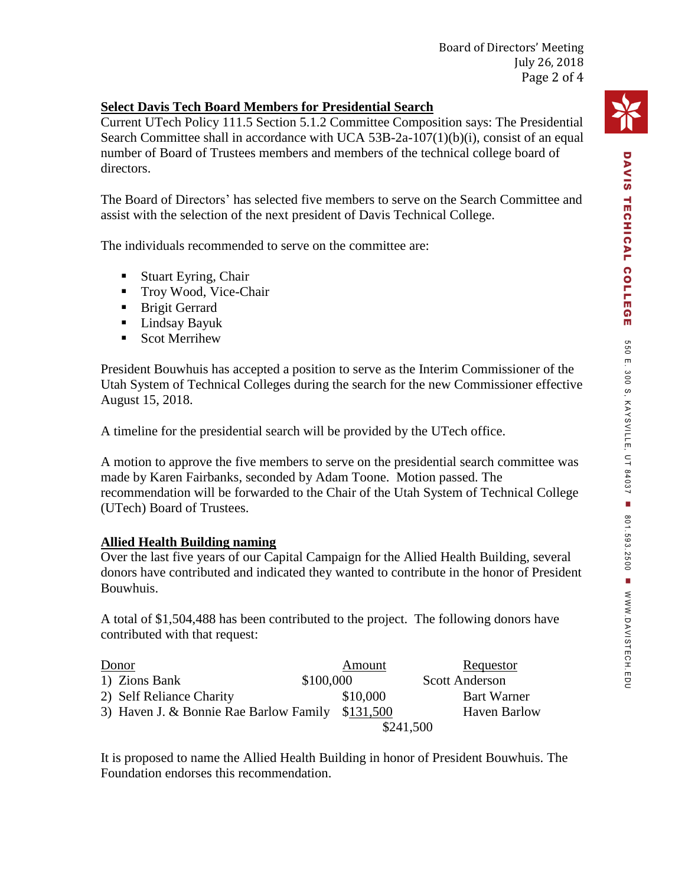## Select Davis Tech Board Members for Presidential Search

Current UTech Policy 111.5 Section 5.1.2 Committee Composition says: The Presidential Search Committee shall in accordance with UCA 53B-2a-107(1)(b)(i), consist of an equal number of Board of Trustees members and members of the technical college board of directors.

The Board of Directors' has selected five members to serve on the Search Committee and assist with the selection of the next president of Davis Technical College.

The individuals recommended to serve on the committee are:

- Stuart Eyring, Chair
- Troy Wood, Vice-Chair
- Brigit Gerrard
- Lindsay Bayuk
- Scot Merrihew

President Bouwhuis has accepted a position to serve as the Interim Commissioner of the Utah System of Technical Colleges during the search for the new Commissioner effective August 15, 2018.

A timeline for the presidential search will be provided by the UTech office.

A motion to approve the five members to serve on the presidential search committee was made by Karen Fairbanks, seconded by Adam Toone. Motion passed. The recommendation will be forwarded to the Chair of the Utah System of Technical College (UTech) Board of Trustees.

## Allied Health Building naming

Over the last five years of our Capital Campaign for the Allied Health Building, several donors have contributed and indicated they wanted to contribute in the honor of President Bouwhuis.

A total of $1,504,488 has been contributed to the project. The following donors have contributed with that request:

| Donor | Amount | Requestor |
|---|---|---|
| 1) Zions Bank | $100,000 | Scott Anderson |
| 2) Self Reliance Charity | $10,000 | Bart Warner |
| 3) Haven J. & Bonnie Rae Barlow Family | $131,500 | Haven Barlow |
| | $241,500 | |

It is proposed to name the Allied Health Building in honor of President Bouwhuis. The Foundation endorses this recommendation.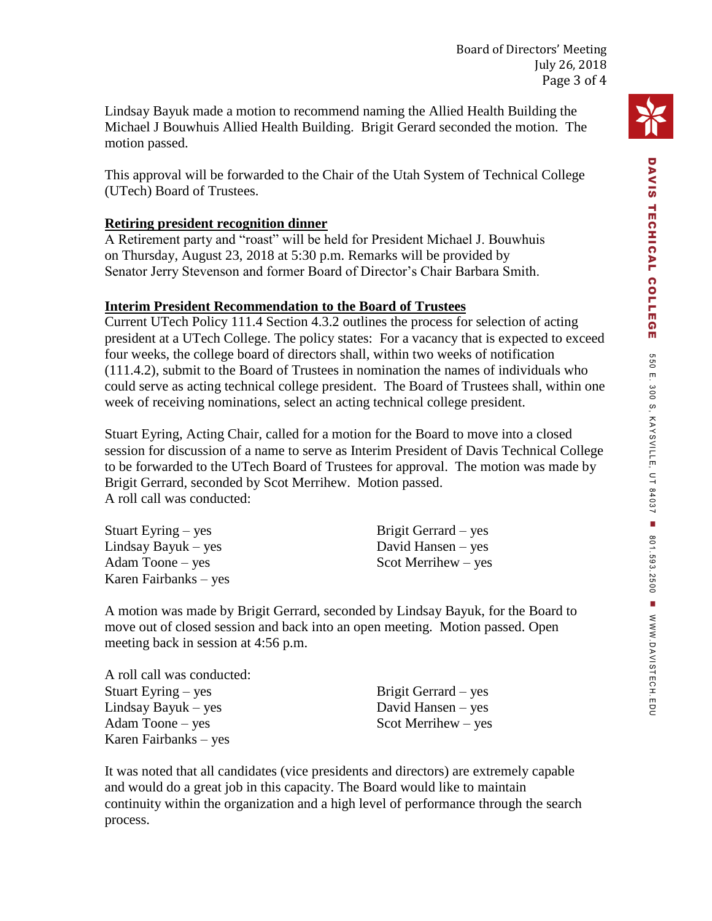Lindsay Bayuk made a motion to recommend naming the Allied Health Building the Michael J Bouwhuis Allied Health Building. Brigit Gerard seconded the motion. The motion passed.

This approval will be forwarded to the Chair of the Utah System of Technical College (UTech) Board of Trustees.

**Retiring president recognition dinner**

A Retirement party and "roast" will be held for President Michael J. Bouwhuis on Thursday, August 23, 2018 at 5:30 p.m. Remarks will be provided by Senator Jerry Stevenson and former Board of Director's Chair Barbara Smith.

**Interim President Recommendation to the Board of Trustees**

Current UTech Policy 111.4 Section 4.3.2 outlines the process for selection of acting president at a UTech College. The policy states: For a vacancy that is expected to exceed four weeks, the college board of directors shall, within two weeks of notification (111.4.2), submit to the Board of Trustees in nomination the names of individuals who could serve as acting technical college president. The Board of Trustees shall, within one week of receiving nominations, select an acting technical college president.

Stuart Eyring, Acting Chair, called for a motion for the Board to move into a closed session for discussion of a name to serve as Interim President of Davis Technical College to be forwarded to the UTech Board of Trustees for approval. The motion was made by Brigit Gerrard, seconded by Scot Merrihew. Motion passed.
A roll call was conducted:

Stuart Eyring – yes
Lindsay Bayuk – yes
Adam Toone – yes
Karen Fairbanks – yes
Brigit Gerrard – yes
David Hansen – yes
Scot Merrihew – yes

A motion was made by Brigit Gerrard, seconded by Lindsay Bayuk, for the Board to move out of closed session and back into an open meeting. Motion passed. Open meeting back in session at 4:56 p.m.

A roll call was conducted:
Stuart Eyring – yes
Lindsay Bayuk – yes
Adam Toone – yes
Karen Fairbanks – yes
Brigit Gerrard – yes
David Hansen – yes
Scot Merrihew – yes

It was noted that all candidates (vice presidents and directors) are extremely capable and would do a great job in this capacity. The Board would like to maintain continuity within the organization and a high level of performance through the search process.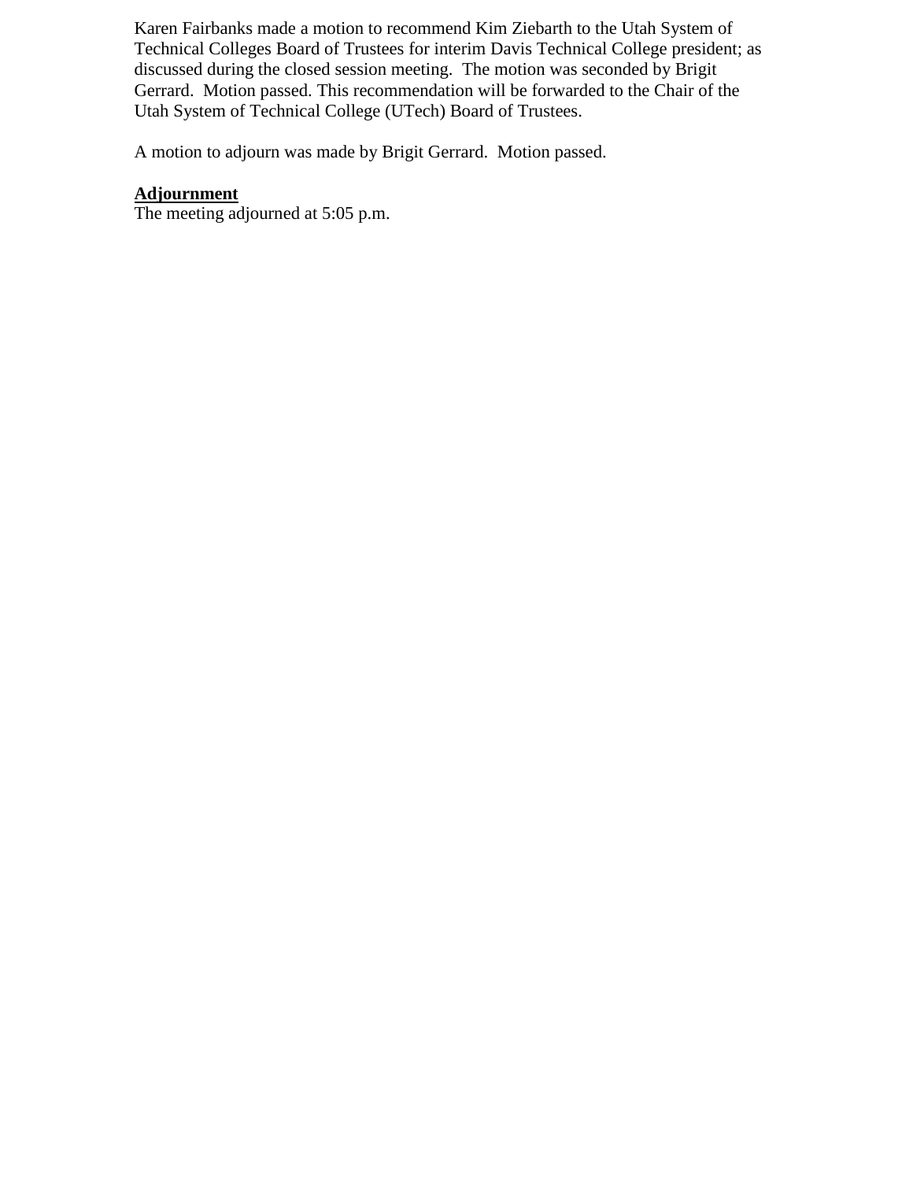Karen Fairbanks made a motion to recommend Kim Ziebarth to the Utah System of Technical Colleges Board of Trustees for interim Davis Technical College president; as discussed during the closed session meeting. The motion was seconded by Brigit Gerrard. Motion passed. This recommendation will be forwarded to the Chair of the Utah System of Technical College (UTech) Board of Trustees.

A motion to adjourn was made by Brigit Gerrard. Motion passed.

**<u>Adjournment</u>**
The meeting adjourned at 5:05 p.m.